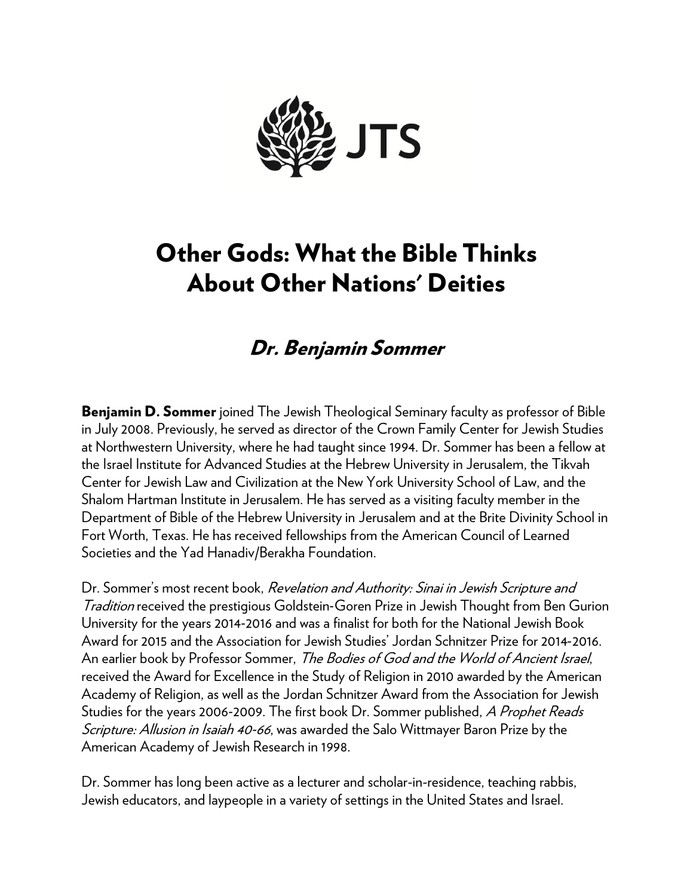JTS

# Other Gods: What the Bible Thinks About Other Nations' Deities

## *Dr. Benjamin Sommer*

**Benjamin D. Sommer** joined The Jewish Theological Seminary faculty as professor of Bible in July 2008. Previously, he served as director of the Crown Family Center for Jewish Studies at Northwestern University, where he had taught since 1994. Dr. Sommer has been a fellow at the Israel Institute for Advanced Studies at the Hebrew University in Jerusalem, the Tikvah Center for Jewish Law and Civilization at the New York University School of Law, and the Shalom Hartman Institute in Jerusalem. He has served as a visiting faculty member in the Department of Bible of the Hebrew University in Jerusalem and at the Brite Divinity School in Fort Worth, Texas. He has received fellowships from the American Council of Learned Societies and the Yad Hanadiv/Berakha Foundation.

Dr. Sommer's most recent book, *Revelation and Authority: Sinai in Jewish Scripture and Tradition* received the prestigious Goldstein-Goren Prize in Jewish Thought from Ben Gurion University for the years 2014-2016 and was a finalist for both for the National Jewish Book Award for 2015 and the Association for Jewish Studies' Jordan Schnitzer Prize for 2014-2016. An earlier book by Professor Sommer, *The Bodies of God and the World of Ancient Israel*, received the Award for Excellence in the Study of Religion in 2010 awarded by the American Academy of Religion, as well as the Jordan Schnitzer Award from the Association for Jewish Studies for the years 2006-2009. The first book Dr. Sommer published, *A Prophet Reads Scripture: Allusion in Isaiah 40-66*, was awarded the Salo Wittmayer Baron Prize by the American Academy of Jewish Research in 1998.

Dr. Sommer has long been active as a lecturer and scholar-in-residence, teaching rabbis, Jewish educators, and laypeople in a variety of settings in the United States and Israel.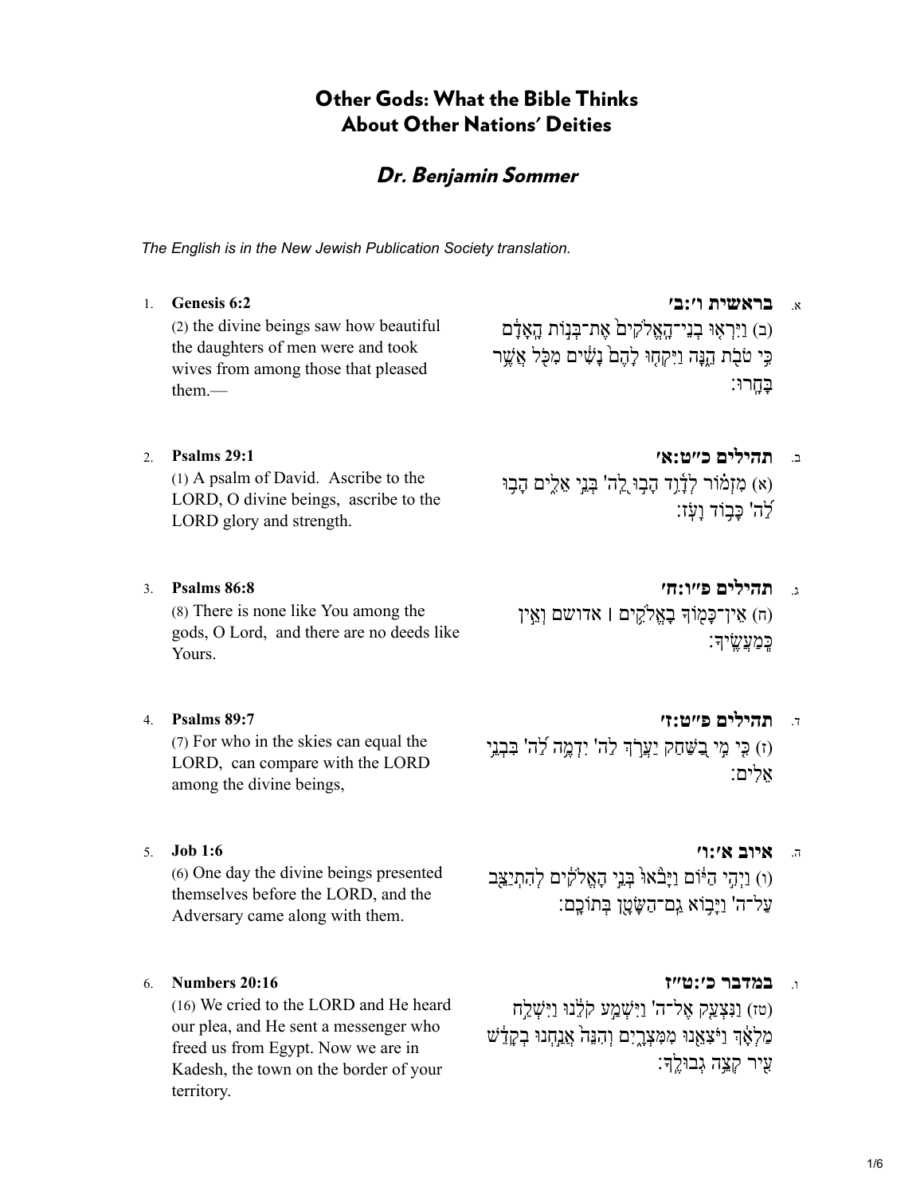# Other Gods: What the Bible Thinks About Other Nations' Deities

## *Dr. Benjamin Sommer*

*The English is in the New Jewish Publication Society translation.*

1. **Genesis 6:2**
(2) the divine beings saw how beautiful the daughters of men were and took wives from among those that pleased them.—

א. **בראשית ו׳:ב׳**
(ב) וַיִּרְא֤וּ בְנֵֽי־הָֽאֱלֹהִים֙ אֶת־בְּנ֣וֹת הָֽאָדָ֔ם כִּ֥י טֹבֹ֖ת הֵ֑נָּה וַיִּקְח֤וּ לָהֶם֙ נָשִׁ֔ים מִכֹּ֖ל אֲשֶׁ֥ר בָּחָֽרוּ׃

2. **Psalms 29:1**
(1) A psalm of David. Ascribe to the LORD, O divine beings, ascribe to the LORD glory and strength.

ב. **תהילים כ״ט:א׳**
(א) מִזְמ֗וֹר לְדָ֫וִ֥ד הָב֣וּ לַ֭ה' בְּנֵ֣י אֵלִ֑ים הָב֥וּ לַ֝ה' כָּב֥וֹד וָעֹֽז׃

3. **Psalms 86:8**
(8) There is none like You among the gods, O Lord, and there are no deeds like Yours.

ג. **תהילים פ״ו:ח׳**
(ח) אֵין־כָּמ֖וֹךָ בָאֱלֹהִ֥ים ׀ אדושם וְאֵ֣ין כְּֽמַעֲשֶֽׂיךָ׃

4. **Psalms 89:7**
(7) For who in the skies can equal the LORD, can compare with the LORD among the divine beings,

ד. **תהילים פ״ט:ז׳**
(ז) כִּ֤י מִ֣י בַ֭שַּׁחַק יַעֲרֹ֣ךְ לַה' יִדְמֶ֥ה לַ֝ה' בִּבְנֵ֥י אֵלִֽים׃

5. **Job 1:6**
(6) One day the divine beings presented themselves before the LORD, and the Adversary came along with them.

ה. **איוב א׳:ו׳**
(ו) וַיְהִ֣י הַיּ֔וֹם וַיָּבֹ֙אוּ֙ בְּנֵ֣י הָֽאֱלֹהִ֔ים לְהִתְיַצֵּ֖ב עַל־ה' וַיָּב֥וֹא גַֽם־הַשָּׂטָ֖ן בְּתוֹכָֽם׃

6. **Numbers 20:16**
(16) We cried to the LORD and He heard our plea, and He sent a messenger who freed us from Egypt. Now we are in Kadesh, the town on the border of your territory.

ו. **במדבר כ׳:ט״ז**
(טז) וַנִּצְעַ֤ק אֶל־ה' וַיִּשְׁמַ֣ע קֹלֵ֔נוּ וַיִּשְׁלַ֣ח מַלְאָ֔ךְ וַיֹּצִאֵ֖נוּ מִמִּצְרָ֑יִם וְהִנֵּה֙ אֲנַ֣חְנוּ בְקָדֵ֔שׁ עִ֖יר קְצֵ֥ה גְבוּלֶֽךָ׃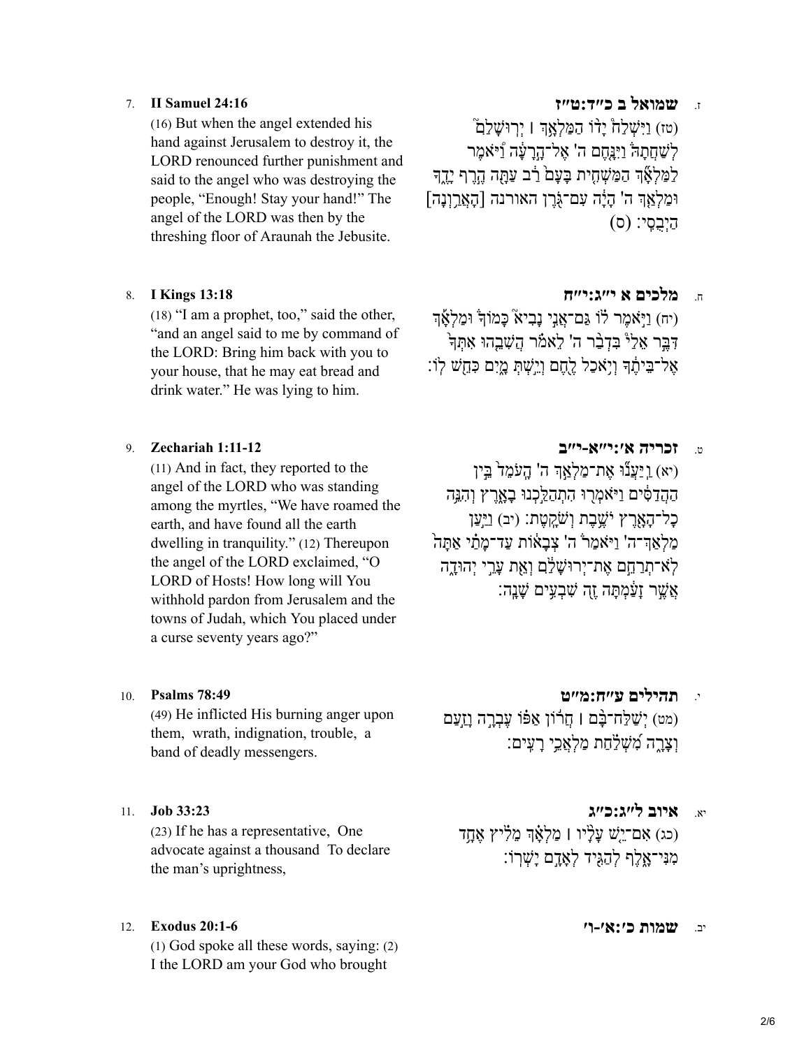7. **II Samuel 24:16**

(16) But when the angel extended his hand against Jerusalem to destroy it, the LORD renounced further punishment and said to the angel who was destroying the people, "Enough! Stay your hand!" The angel of the LORD was then by the threshing floor of Araunah the Jebusite.

ז. **שמואל ב כ״ד:ט״ז**

(טז) וַיִּשְׁלַח֩ יָד֨וֹ הַמַּלְאָ֥ךְ ׀ יְרוּשָׁלִַ֘ם֮ לְשַׁחֲתָהּ֒ וַיִּנָּ֤חֶם ה' אֶל־הָֽרָעָ֔ה וַ֠יֹּאמֶר לַמַּלְאָ֞ךְ הַמַּשְׁחִ֤ית בָּעָם֙ רַ֔ב עַתָּ֖ה הֶ֣רֶף יָדֶ֑ךָ וּמַלְאַ֤ךְ ה' הָיָ֔ה עִם־גֹּ֖רֶן האורנה [הָאֲרַ֥וְנָה] הַיְבֻסִֽי׃ (ס)

8. **I Kings 13:18**

(18) "I am a prophet, too," said the other, "and an angel said to me by command of the LORD: Bring him back with you to your house, that he may eat bread and drink water." He was lying to him.

ח. **מלכים א י״ג:י״ח**

(יח) וַיֹּ֣אמֶר ל֗וֹ גַּם־אֲנִ֣י נָבִיא֮ כָּמוֹךָ֒ וּמַלְאָ֗ךְ דִּבֶּ֨ר אֵלַ֜י בִּדְבַ֤ר ה' לֵאמֹ֔ר הֲשִׁבֵ֙הוּ֙ אִתְּךָ֣ אֶל־בֵּיתֶ֔ךָ וְיֹ֥אכַל לֶ֖חֶם וְיֵ֣שְׁתְּ מָ֑יִם כִּחֵ֖שׁ לֽוֹ׃

9. **Zechariah 1:11-12**

(11) And in fact, they reported to the angel of the LORD who was standing among the myrtles, "We have roamed the earth, and have found all the earth dwelling in tranquility." (12) Thereupon the angel of the LORD exclaimed, "O LORD of Hosts! How long will You withhold pardon from Jerusalem and the towns of Judah, which You placed under a curse seventy years ago?"

ט. **זכריה א׳:י״א-י״ב**

(יא) וַיַּעֲנ֞וּ אֶת־מַלְאַ֣ךְ ה' הָעֹמֵד֙ בֵּ֣ין הַהֲדַסִּ֔ים וַיֹּאמְר֖וּ הִתְהַלַּ֣כְנוּ בָאָ֑רֶץ וְהִנֵּ֥ה כָל־הָאָ֖רֶץ יֹשֶׁ֥בֶת וְשֹׁקָֽטֶת׃ (יב) וַיַּ֣עַן מַלְאַךְ־ה' וַיֹּאמַר֒ ה' צְבָא֔וֹת עַד־מָתַ֗י אַתָּה֙ לֹֽא־תְרַחֵ֣ם אֶת־יְרוּשָׁלִַ֔ם וְאֵ֖ת עָרֵ֣י יְהוּדָ֑ה אֲשֶׁ֣ר זָעַ֔מְתָּה זֶ֖ה שִׁבְעִ֥ים שָׁנָֽה׃

10. **Psalms 78:49**

(49) He inflicted His burning anger upon them, wrath, indignation, trouble, a band of deadly messengers.

י. **תהילים ע״ח:מ״ט**

(מט) יְשַׁלַּח־בָּ֨ם ׀ חֲר֬וֹן אַפּ֗וֹ עֶבְרָ֣ה וָזַ֣עַם וְצָרָ֑ה מִ֝שְׁלַ֗חַת מַלְאֲכֵ֥י רָעִֽים׃

11. **Job 33:23**

(23) If he has a representative, One advocate against a thousand To declare the man's uprightness,

יא. **איוב ל״ג:כ״ג**

(כג) אִם־יֵ֤שׁ עָלָ֨יו ׀ מַלְאָ֗ךְ מֵלִ֗יץ אֶחָ֥ד מִנִּי־אָ֑לֶף לְהַגִּ֖יד לְאָדָ֣ם יָשְׁרֽוֹ׃

12. **Exodus 20:1-6**

(1) God spoke all these words, saying: (2) I the LORD am your God who brought

יב. **שמות כ׳:א׳-ו׳**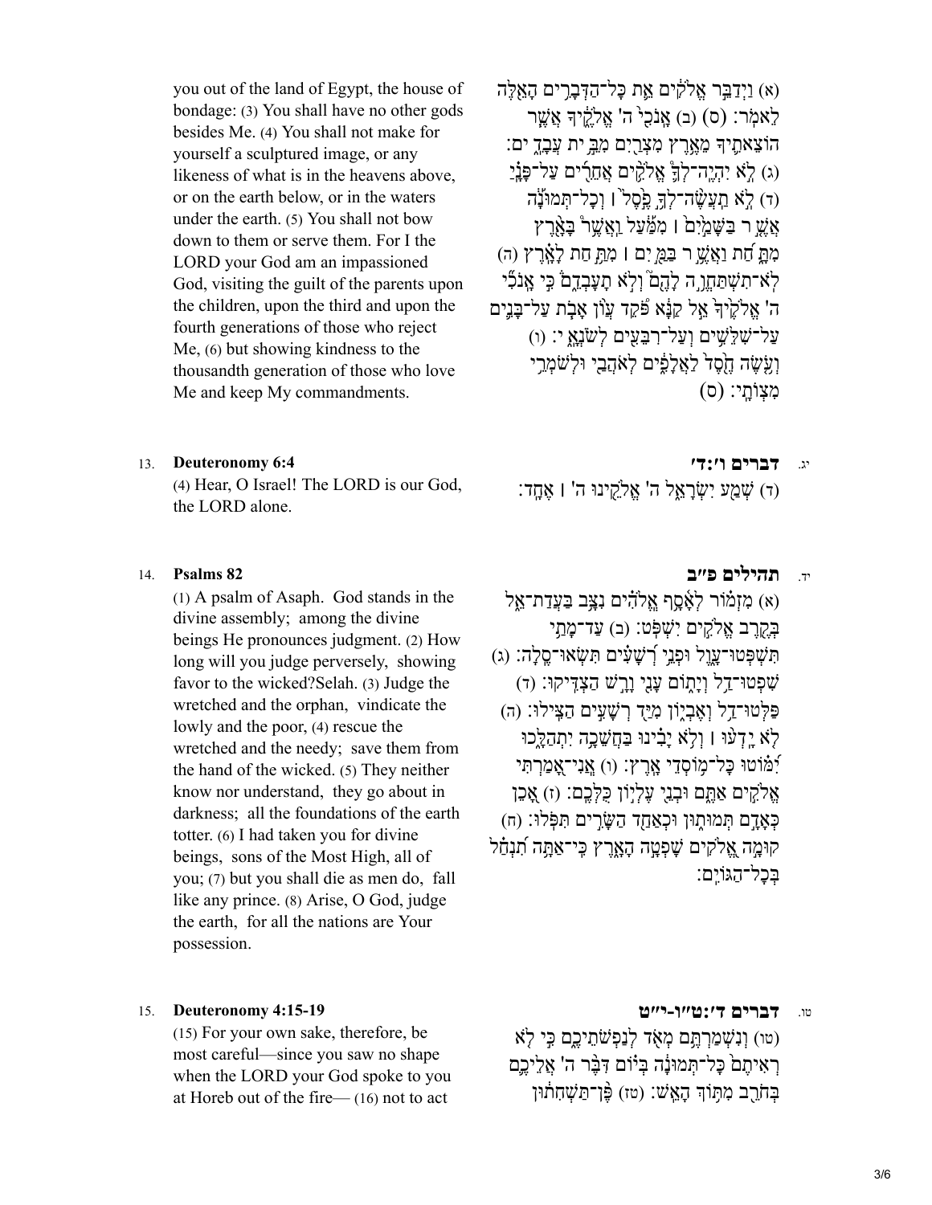(א) וַיְדַבֵּר אֱלֹקִים אֵת כָּל־הַדְּבָרִים הָאֵלֶּה לֵאמֹר׃ (ס) (ב) אָנֹכִי ה' אֱלֹקֶיךָ אֲשֶׁר הוֹצֵאתִיךָ מֵאֶרֶץ מִצְרַיִם מִבֵּית עֲבָדִים׃ (ג) לֹא יִהְיֶה־לְךָ אֱלֹקִים אֲחֵרִים עַל־פָּנַי׃ (ד) לֹא תַעֲשֶׂה־לְךָ פֶסֶל ׀ וְכָל־תְּמוּנָה אֲשֶׁר בַּשָּׁמַיִם ׀ מִמַּעַל וַאֲשֶׁר בָּאָרֶץ מִתָּחַת וַאֲשֶׁר בַּמַּיִם ׀ מִתַּחַת לָאָרֶץ (ה) לֹא־תִשְׁתַּחֲוֶה לָהֶם וְלֹא תָעָבְדֵם כִּי אָנֹכִי ה' אֱלֹקֶיךָ אֵל קַנָּא פֹּקֵד עֲוֺן אָבֹת עַל־בָּנִים עַל־שִׁלֵּשִׁים וְעַל־רִבֵּעִים לְשֹׂנְאָי׃ (ו) וְעֹשֶׂה חֶסֶד לַאֲלָפִים לְאֹהֲבַי וּלְשֹׁמְרֵי מִצְוֺתָי׃ (ס)

you out of the land of Egypt, the house of bondage: (3) You shall have no other gods besides Me. (4) You shall not make for yourself a sculptured image, or any likeness of what is in the heavens above, or on the earth below, or in the waters under the earth. (5) You shall not bow down to them or serve them. For I the LORD your God am an impassioned God, visiting the guilt of the parents upon the children, upon the third and upon the fourth generations of those who reject Me, (6) but showing kindness to the thousandth generation of those who love Me and keep My commandments.

### יג. דברים ו׳:ד׳

(ד) שְׁמַע יִשְׂרָאֵל ה' אֱלֹקֵינוּ ה' ׀ אֶחָד׃

### 13. Deuteronomy 6:4

(4) Hear, O Israel! The LORD is our God, the LORD alone.

### יד. תהילים פ״ב

(א) מִזְמוֹר לְאָסָף אֱלֹהִים נִצָּב בַּעֲדַת־אֵל בְּקֶרֶב אֱלֹקִים יִשְׁפֹּט׃ (ב) עַד־מָתַי תִּשְׁפְּטוּ־עָוֶל וּפְנֵי רְשָׁעִים תִּשְׂאוּ־סֶלָה׃ (ג) שִׁפְטוּ־דַל וְיָתוֹם עָנִי וָרָשׁ הַצְדִּיקוּ׃ (ד) פַּלְּטוּ־דַל וְאֶבְיוֹן מִיַּד רְשָׁעִים הַצִּילוּ׃ (ה) לֹא יָדְעוּ ׀ וְלֹא יָבִינוּ בַּחֲשֵׁכָה יִתְהַלָּכוּ יִמּוֹטוּ כָּל־מוֹסְדֵי אָרֶץ׃ (ו) אֲנִי־אָמַרְתִּי אֱלֹקִים אַתֶּם וּבְנֵי עֶלְיוֹן כֻּלְּכֶם׃ (ז) אָכֵן כְּאָדָם תְּמוּתוּן וּכְאַחַד הַשָּׂרִים תִּפֹּלוּ׃ (ח) קוּמָה אֱלֹקִים שָׁפְטָה הָאָרֶץ כִּי־אַתָּה תִנְחַל בְּכָל־הַגּוֹיִם׃

### 14. Psalms 82

(1) A psalm of Asaph. God stands in the divine assembly; among the divine beings He pronounces judgment. (2) How long will you judge perversely, showing favor to the wicked?Selah. (3) Judge the wretched and the orphan, vindicate the lowly and the poor, (4) rescue the wretched and the needy; save them from the hand of the wicked. (5) They neither know nor understand, they go about in darkness; all the foundations of the earth totter. (6) I had taken you for divine beings, sons of the Most High, all of you; (7) but you shall die as men do, fall like any prince. (8) Arise, O God, judge the earth, for all the nations are Your possession.

### טו. דברים ד׳:ט״ו-י״ט

(טו) וְנִשְׁמַרְתֶּם מְאֹד לְנַפְשֹׁתֵיכֶם כִּי לֹא רְאִיתֶם כָּל־תְּמוּנָה בְּיוֹם דִּבֶּר ה' אֲלֵיכֶם בְּחֹרֵב מִתּוֹךְ הָאֵשׁ׃ (טז) פֶּן־תַּשְׁחִתוּן

### 15. Deuteronomy 4:15-19

(15) For your own sake, therefore, be most careful—since you saw no shape when the LORD your God spoke to you at Horeb out of the fire— (16) not to act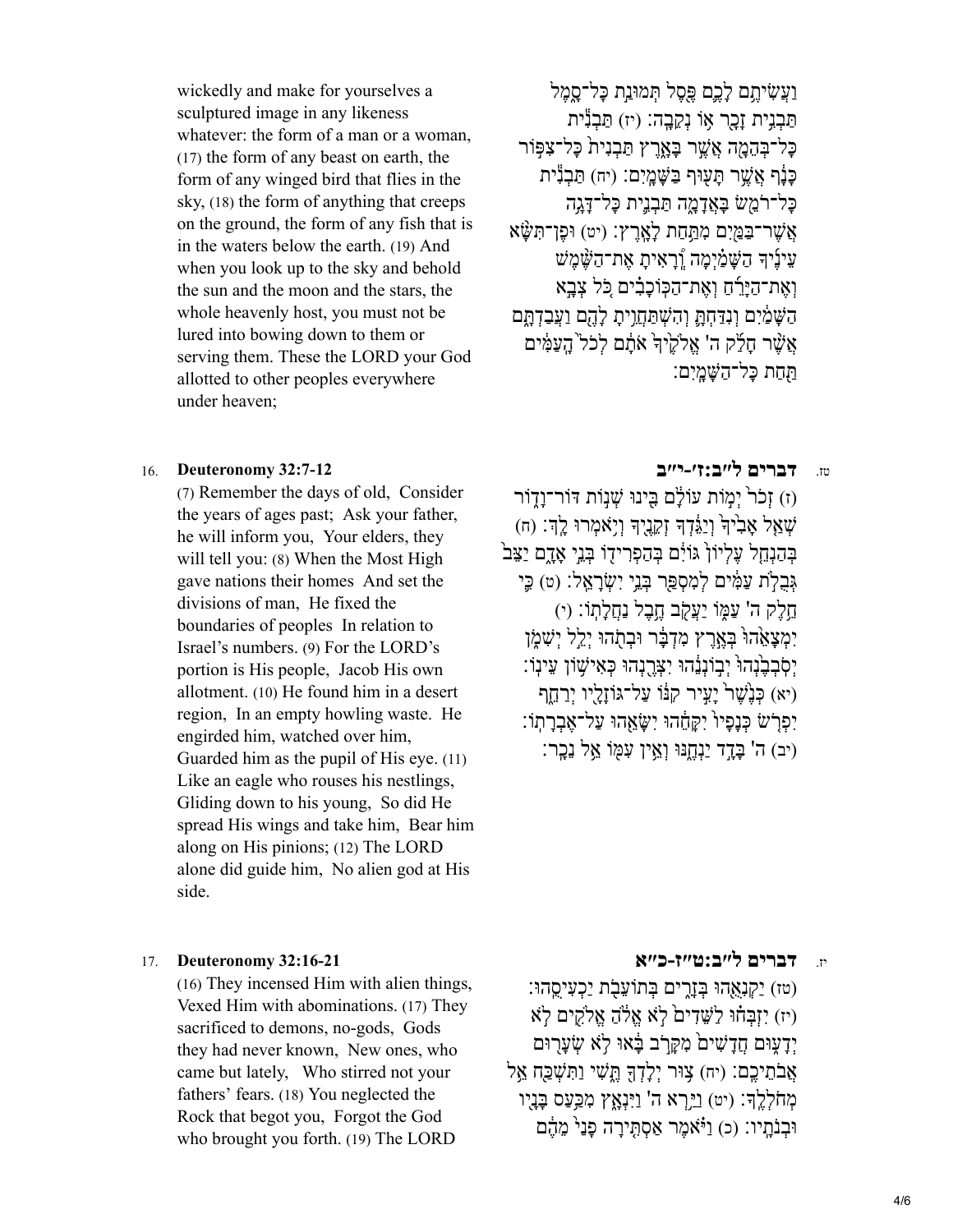וַעֲשִׂיתֶם לָכֶם פֶּסֶל תְּמוּנַת כָּל־סָמֶל תַּבְנִית זָכָר אוֹ נְקֵבָה׃ (יז) תַּבְנִית כָּל־בְּהֵמָה אֲשֶׁר בָּאָרֶץ תַּבְנִית כָּל־צִפּוֹר כָּנָף אֲשֶׁר תָּעוּף בַּשָּׁמָיִם׃ (יח) תַּבְנִית כָּל־רֹמֵשׂ בָּאֲדָמָה תַּבְנִית כָּל־דָּגָה אֲשֶׁר־בַּמַּיִם מִתַּחַת לָאָרֶץ׃ (יט) וּפֶן־תִּשָּׂא עֵינֶיךָ הַשָּׁמַיְמָה וְרָאִיתָ אֶת־הַשֶּׁמֶשׁ וְאֶת־הַיָּרֵחַ וְאֶת־הַכּוֹכָבִים כֹּל צְבָא הַשָּׁמַיִם וְנִדַּחְתָּ וְהִשְׁתַּחֲוִיתָ לָהֶם וַעֲבַדְתָּם אֲשֶׁר חָלַק ה' אֱלֹקֶיךָ אֹתָם לְכֹל הָעַמִּים תַּחַת כָּל־הַשָּׁמָיִם׃

wickedly and make for yourselves a sculptured image in any likeness whatever: the form of a man or a woman, (17) the form of any beast on earth, the form of any winged bird that flies in the sky, (18) the form of anything that creeps on the ground, the form of any fish that is in the waters below the earth. (19) And when you look up to the sky and behold the sun and the moon and the stars, the whole heavenly host, you must not be lured into bowing down to them or serving them. These the LORD your God allotted to other peoples everywhere under heaven;

## טז. דברים ל״ב:ז׳-י״ב

(ז) זְכֹר יְמוֹת עוֹלָם בִּינוּ שְׁנוֹת דֹּר־וָדֹר שְׁאַל אָבִיךָ וְיַגֵּדְךָ זְקֵנֶיךָ וְיֹאמְרוּ לָךְ׃ (ח) בְּהַנְחֵל עֶלְיוֹן גּוֹיִם בְּהַפְרִידוֹ בְּנֵי אָדָם יַצֵּב גְּבֻלֹת עַמִּים לְמִסְפַּר בְּנֵי יִשְׂרָאֵל׃ (ט) כִּי חֵלֶק ה' עַמּוֹ יַעֲקֹב חֶבֶל נַחֲלָתוֹ׃ (י) יִמְצָאֵהוּ בְּאֶרֶץ מִדְבָּר וּבְתֹהוּ יְלֵל יְשִׁמֹן יְסֹבְבֶנְהוּ יְבוֹנְנֵהוּ יִצְּרֶנְהוּ כְּאִישׁוֹן עֵינוֹ׃ (יא) כְּנֶשֶׁר יָעִיר קִנּוֹ עַל־גּוֹזָלָיו יְרַחֵף יִפְרֹשׂ כְּנָפָיו יִקָּחֵהוּ יִשָּׂאֵהוּ עַל־אֶבְרָתוֹ׃ (יב) ה' בָּדָד יַנְחֶנּוּ וְאֵין עִמּוֹ אֵל נֵכָר׃

## 16. Deuteronomy 32:7-12

(7) Remember the days of old, Consider the years of ages past; Ask your father, he will inform you, Your elders, they will tell you: (8) When the Most High gave nations their homes And set the divisions of man, He fixed the boundaries of peoples In relation to Israel's numbers. (9) For the LORD's portion is His people, Jacob His own allotment. (10) He found him in a desert region, In an empty howling waste. He engirded him, watched over him, Guarded him as the pupil of His eye. (11) Like an eagle who rouses his nestlings, Gliding down to his young, So did He spread His wings and take him, Bear him along on His pinions; (12) The LORD alone did guide him, No alien god at His side.

## יז. דברים ל״ב:ט״ז-כ״א

(טז) יַקְנִאֻהוּ בְּזָרִים בְּתוֹעֵבֹת יַכְעִיסֻהוּ׃ (יז) יִזְבְּחוּ לַשֵּׁדִים לֹא אֱלֹהַ אֱלֹקִים לֹא יְדָעוּם חֲדָשִׁים מִקָּרֹב בָּאוּ לֹא שְׂעָרוּם אֲבֹתֵיכֶם׃ (יח) צוּר יְלָדְךָ תֶּשִׁי וַתִּשְׁכַּח אֵל מְחֹלְלֶךָ׃ (יט) וַיַּרְא ה' וַיִּנְאָץ מִכַּעַס בָּנָיו וּבְנֹתָיו׃ (כ) וַיֹּאמֶר אַסְתִּירָה פָנַי מֵהֶם

## 17. Deuteronomy 32:16-21

(16) They incensed Him with alien things, Vexed Him with abominations. (17) They sacrificed to demons, no-gods, Gods they had never known, New ones, who came but lately, Who stirred not your fathers' fears. (18) You neglected the Rock that begot you, Forgot the God who brought you forth. (19) The LORD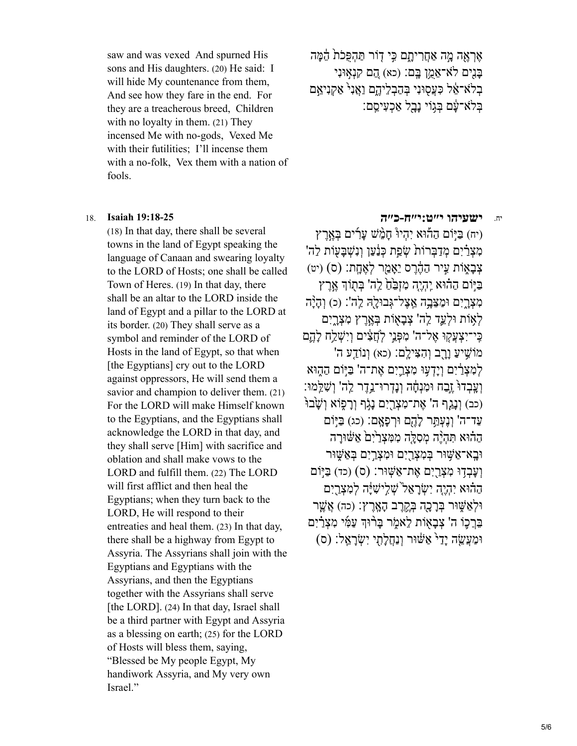saw and was vexed And spurned His sons and His daughters. (20) He said: I will hide My countenance from them, And see how they fare in the end. For they are a treacherous breed, Children with no loyalty in them. (21) They incensed Me with no-gods, Vexed Me with their futilities; I'll incense them with a no-folk, Vex them with a nation of fools.

אֶרְאֶה מָה אַחֲרִיתָם כִּי דוֹר תַּהְפֻּכֹת הֵמָּה בָּנִים לֹא־אֵמֻן בָּם׃ (כא) הֵם קִנְאוּנִי בְלֹא־אֵל כִּעֲסוּנִי בְּהַבְלֵיהֶם וַאֲנִי אַקְנִיאֵם בְּלֹא־עָם בְּגוֹי נָבָל אַכְעִיסֵם׃

18. **Isaiah 19:18-25**

(18) In that day, there shall be several towns in the land of Egypt speaking the language of Canaan and swearing loyalty to the LORD of Hosts; one shall be called Town of Heres. (19) In that day, there shall be an altar to the LORD inside the land of Egypt and a pillar to the LORD at its border. (20) They shall serve as a symbol and reminder of the LORD of Hosts in the land of Egypt, so that when [the Egyptians] cry out to the LORD against oppressors, He will send them a savior and champion to deliver them. (21) For the LORD will make Himself known to the Egyptians, and the Egyptians shall acknowledge the LORD in that day, and they shall serve [Him] with sacrifice and oblation and shall make vows to the LORD and fulfill them. (22) The LORD will first afflict and then heal the Egyptians; when they turn back to the LORD, He will respond to their entreaties and heal them. (23) In that day, there shall be a highway from Egypt to Assyria. The Assyrians shall join with the Egyptians and Egyptians with the Assyrians, and then the Egyptians together with the Assyrians shall serve [the LORD]. (24) In that day, Israel shall be a third partner with Egypt and Assyria as a blessing on earth; (25) for the LORD of Hosts will bless them, saying, "Blessed be My people Egypt, My handiwork Assyria, and My very own Israel."

יח. **ישעיהו י״ט:י״ח-כ״ה**

(יח) בַּיּוֹם הַהוּא יִהְיוּ חָמֵשׁ עָרִים בְּאֶרֶץ מִצְרַיִם מְדַבְּרוֹת שְׂפַת כְּנַעַן וְנִשְׁבָּעוֹת לַה' צְבָאוֹת עִיר הַהֶרֶס יֵאָמֵר לְאֶחָת׃ (ס) (יט) בַּיּוֹם הַהוּא יִהְיֶה מִזְבֵּחַ לַה' בְּתוֹךְ אֶרֶץ מִצְרָיִם וּמַצֵּבָה אֵצֶל־גְּבוּלָהּ לַה'׃ (כ) וְהָיָה לְאוֹת וּלְעֵד לַה' צְבָאוֹת בְּאֶרֶץ מִצְרָיִם כִּי־יִצְעֲקוּ אֶל־ה' מִפְּנֵי לֹחֲצִים וְיִשְׁלַח לָהֶם מוֹשִׁיעַ וָרָב וְהִצִּילָם׃ (כא) וְנוֹדַע ה' לְמִצְרַיִם וְיָדְעוּ מִצְרַיִם אֶת־ה' בַּיּוֹם הַהוּא וְעָבְדוּ זֶבַח וּמִנְחָה וְנָדְרוּ־נֵדֶר לַה' וְשִׁלֵּמוּ׃ (כב) וְנָגַף ה' אֶת־מִצְרַיִם נָגֹף וְרָפוֹא וְשָׁבוּ עַד־ה' וְנֶעְתַּר לָהֶם וּרְפָאָם׃ (כג) בַּיּוֹם הַהוּא תִּהְיֶה מְסִלָּה מִמִּצְרַיִם אַשּׁוּרָה וּבָא־אַשּׁוּר בְּמִצְרַיִם וּמִצְרַיִם בְּאַשּׁוּר וְעָבְדוּ מִצְרַיִם אֶת־אַשּׁוּר׃ (ס) (כד) בַּיּוֹם הַהוּא יִהְיֶה יִשְׂרָאֵל שְׁלִישִׁיָּה לְמִצְרַיִם וּלְאַשּׁוּר בְּרָכָה בְּקֶרֶב הָאָרֶץ׃ (כה) אֲשֶׁר בֵּרֲכוֹ ה' צְבָאוֹת לֵאמֹר בָּרוּךְ עַמִּי מִצְרַיִם וּמַעֲשֵׂה יָדַי אַשּׁוּר וְנַחֲלָתִי יִשְׂרָאֵל׃ (ס)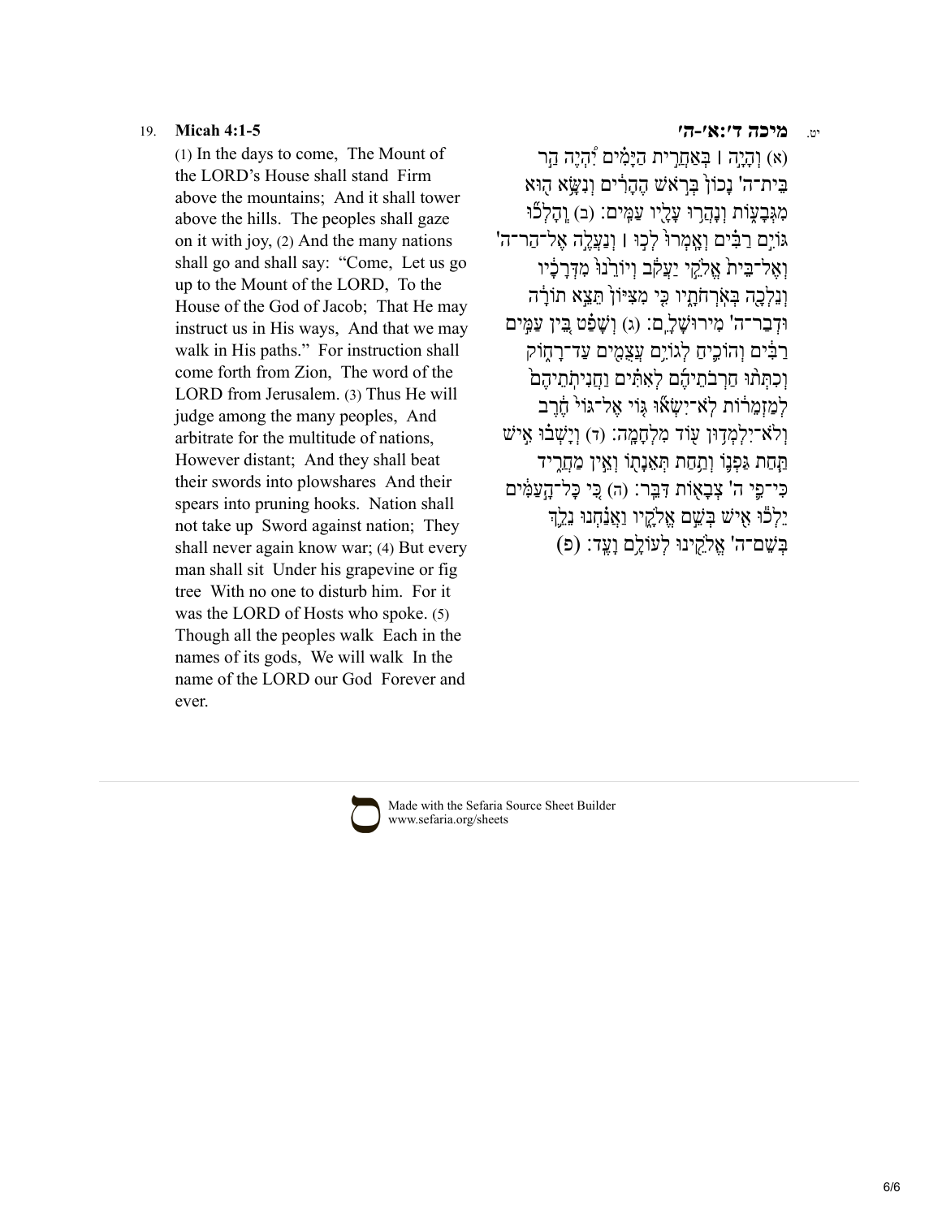19. **Micah 4:1-5**

(1) In the days to come, The Mount of the LORD's House shall stand Firm above the mountains; And it shall tower above the hills. The peoples shall gaze on it with joy, (2) And the many nations shall go and shall say: "Come, Let us go up to the Mount of the LORD, To the House of the God of Jacob; That He may instruct us in His ways, And that we may walk in His paths." For instruction shall come forth from Zion, The word of the LORD from Jerusalem. (3) Thus He will judge among the many peoples, And arbitrate for the multitude of nations, However distant; And they shall beat their swords into plowshares And their spears into pruning hooks. Nation shall not take up Sword against nation; They shall never again know war; (4) But every man shall sit Under his grapevine or fig tree With no one to disturb him. For it was the LORD of Hosts who spoke. (5) Though all the peoples walk Each in the names of its gods, We will walk In the name of the LORD our God Forever and ever.

יט. **מיכה ד׳:א׳-ה׳**

(א) וְהָיָ֣ה ׀ בְּאַחֲרִ֣ית הַיָּמִ֗ים יִֽהְיֶה֩ הַ֨ר בֵּית־ה' נָכ֜וֹן בְּרֹ֤אשׁ הֶֽהָרִים֙ וְנִשָּׂ֥א ה֖וּא מִגְּבָע֑וֹת וְנָהֲר֥וּ עָלָ֖יו עַמִּֽים׃ (ב) וְֽהָלְכ֞וּ גּוֹיִ֣ם רַבִּ֗ים וְאָמְרוּ֙ לְכ֣וּ ׀ וְנַעֲלֶ֣ה אֶל־הַר־ה' וְאֶל־בֵּית֙ אֱלֹקֵ֣י יַעֲקֹ֔ב וְיוֹרֵ֙נוּ֙ מִדְּרָכָ֔יו וְנֵלְכָ֖ה בְּאֹרְחֹתָ֑יו כִּ֚י מִצִּיּוֹן֙ תֵּצֵ֣א תוֹרָ֔ה וּדְבַר־ה' מִירוּשָׁלָֽ͏ִם׃ (ג) וְשָׁפַ֗ט בֵּ֚ין עַמִּ֣ים רַבִּ֔ים וְהוֹכִ֛יחַ לְגוֹיִ֥ם עֲצֻמִ֖ים עַד־רָח֑וֹק וְכִתְּת֨וּ חַרְבֹתֵיהֶ֜ם לְאִתִּ֗ים וַחֲנִיתֹֽתֵיהֶם֙ לְמַזְמֵר֔וֹת לֹֽא־יִשְׂא֞וּ גּ֤וֹי אֶל־גּוֹי֙ חֶ֔רֶב וְלֹא־יִלְמְד֥וּן ע֖וֹד מִלְחָמָֽה׃ (ד) וְיָשְׁב֗וּ אִ֣ישׁ תַּ֧חַת גַּפְנ֛וֹ וְתַ֥חַת תְּאֵנָת֖וֹ וְאֵ֣ין מַחֲרִ֑יד כִּי־פִ֛י ה' צְבָא֖וֹת דִּבֵּֽר׃ (ה) כִּ֚י כָּל־הָ֣עַמִּ֔ים יֵלְכ֕וּ אִ֖ישׁ בְּשֵׁ֣ם אֱלֹקָ֑יו וַאֲנַ֗חְנוּ נֵלֵ֛ךְ בְּשֵׁם־ה' אֱלֹקֵ֖ינוּ לְעוֹלָ֥ם וָעֶֽד׃ (פ)

Made with the Sefaria Source Sheet Builder
www.sefaria.org/sheets